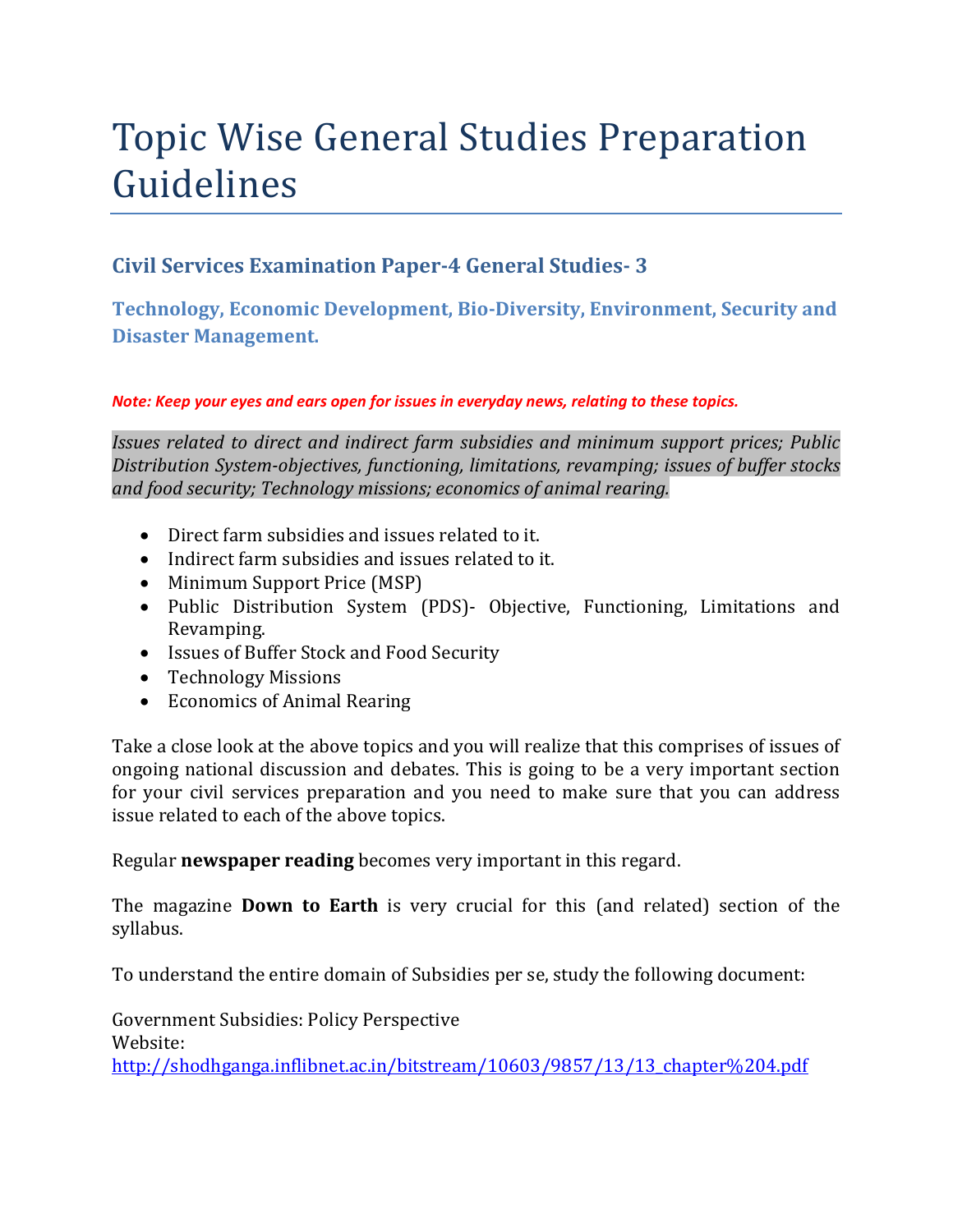# Topic Wise General Studies Preparation Guidelines

### Civil Services Examination Paper-4 General Studies- 3

### Technology, Economic Development, Bio-Diversity, Environment, Security and Disaster Management.

***Note: Keep your eyes and ears open for issues in everyday news, relating to these topics.***

*Issues related to direct and indirect farm subsidies and minimum support prices; Public Distribution System-objectives, functioning, limitations, revamping; issues of buffer stocks and food security; Technology missions; economics of animal rearing.*

- Direct farm subsidies and issues related to it.
- Indirect farm subsidies and issues related to it.
- Minimum Support Price (MSP)
- Public Distribution System (PDS)- Objective, Functioning, Limitations and Revamping.
- Issues of Buffer Stock and Food Security
- Technology Missions
- Economics of Animal Rearing

Take a close look at the above topics and you will realize that this comprises of issues of ongoing national discussion and debates. This is going to be a very important section for your civil services preparation and you need to make sure that you can address issue related to each of the above topics.

Regular **newspaper reading** becomes very important in this regard.

The magazine **Down to Earth** is very crucial for this (and related) section of the syllabus.

To understand the entire domain of Subsidies per se, study the following document:

Government Subsidies: Policy Perspective
Website:
http://shodhganga.inflibnet.ac.in/bitstream/10603/9857/13/13_chapter%204.pdf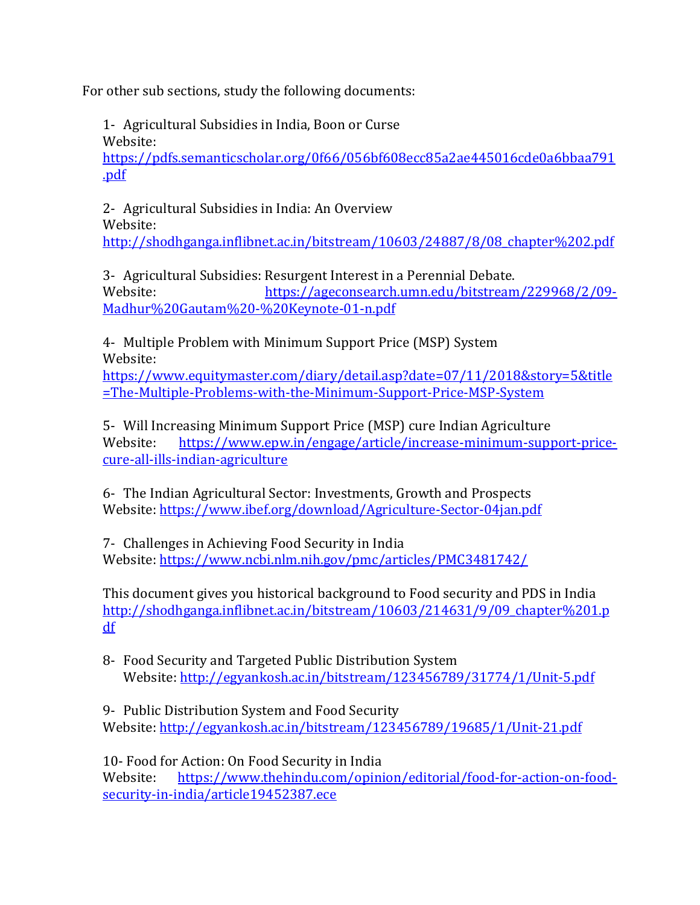For other sub sections, study the following documents:

1- Agricultural Subsidies in India, Boon or Curse
Website:
https://pdfs.semanticscholar.org/0f66/056bf608ecc85a2ae445016cde0a6bbaa791.pdf

2- Agricultural Subsidies in India: An Overview
Website:
http://shodhganga.inflibnet.ac.in/bitstream/10603/24887/8/08_chapter%202.pdf

3- Agricultural Subsidies: Resurgent Interest in a Perennial Debate.
Website: https://ageconsearch.umn.edu/bitstream/229968/2/09-Madhur%20Gautam%20-%20Keynote-01-n.pdf

4- Multiple Problem with Minimum Support Price (MSP) System
Website:
https://www.equitymaster.com/diary/detail.asp?date=07/11/2018&story=5&title=The-Multiple-Problems-with-the-Minimum-Support-Price-MSP-System

5- Will Increasing Minimum Support Price (MSP) cure Indian Agriculture
Website: https://www.epw.in/engage/article/increase-minimum-support-price-cure-all-ills-indian-agriculture

6- The Indian Agricultural Sector: Investments, Growth and Prospects
Website: https://www.ibef.org/download/Agriculture-Sector-04jan.pdf

7- Challenges in Achieving Food Security in India
Website: https://www.ncbi.nlm.nih.gov/pmc/articles/PMC3481742/

This document gives you historical background to Food security and PDS in India
http://shodhganga.inflibnet.ac.in/bitstream/10603/214631/9/09_chapter%201.pdf

8- Food Security and Targeted Public Distribution System
Website: http://egyankosh.ac.in/bitstream/123456789/31774/1/Unit-5.pdf

9- Public Distribution System and Food Security
Website: http://egyankosh.ac.in/bitstream/123456789/19685/1/Unit-21.pdf

10- Food for Action: On Food Security in India
Website: https://www.thehindu.com/opinion/editorial/food-for-action-on-food-security-in-india/article19452387.ece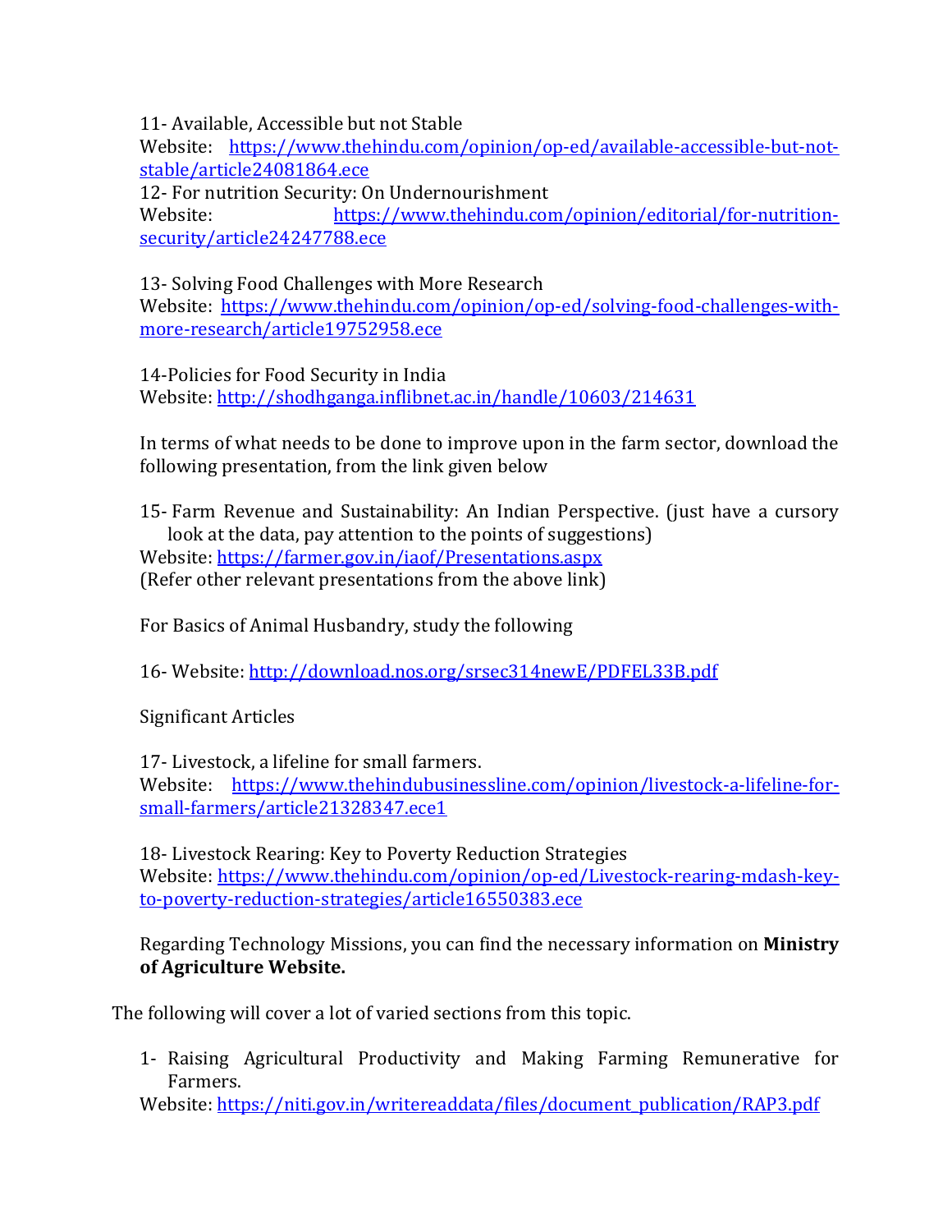11- Available, Accessible but not Stable
Website: https://www.thehindu.com/opinion/op-ed/available-accessible-but-not-stable/article24081864.ece
12- For nutrition Security: On Undernourishment
Website: https://www.thehindu.com/opinion/editorial/for-nutrition-security/article24247788.ece

13- Solving Food Challenges with More Research
Website: https://www.thehindu.com/opinion/op-ed/solving-food-challenges-with-more-research/article19752958.ece

14-Policies for Food Security in India
Website: http://shodhganga.inflibnet.ac.in/handle/10603/214631

In terms of what needs to be done to improve upon in the farm sector, download the following presentation, from the link given below

15- Farm Revenue and Sustainability: An Indian Perspective. (just have a cursory look at the data, pay attention to the points of suggestions)
Website: https://farmer.gov.in/iaof/Presentations.aspx
(Refer other relevant presentations from the above link)

For Basics of Animal Husbandry, study the following

16- Website: http://download.nos.org/srsec314newE/PDFEL33B.pdf

Significant Articles

17- Livestock, a lifeline for small farmers.
Website: https://www.thehindubusinessline.com/opinion/livestock-a-lifeline-for-small-farmers/article21328347.ece1

18- Livestock Rearing: Key to Poverty Reduction Strategies
Website: https://www.thehindu.com/opinion/op-ed/Livestock-rearing-mdash-key-to-poverty-reduction-strategies/article16550383.ece

Regarding Technology Missions, you can find the necessary information on **Ministry of Agriculture Website.**

The following will cover a lot of varied sections from this topic.

1- Raising Agricultural Productivity and Making Farming Remunerative for Farmers.
Website: https://niti.gov.in/writereaddata/files/document_publication/RAP3.pdf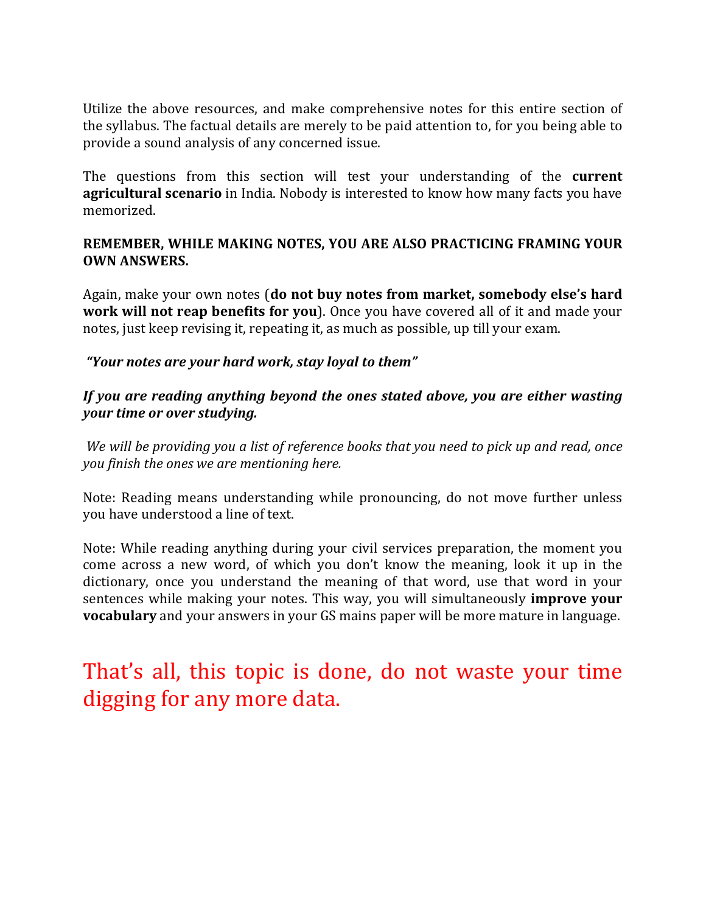Utilize the above resources, and make comprehensive notes for this entire section of the syllabus. The factual details are merely to be paid attention to, for you being able to provide a sound analysis of any concerned issue.

The questions from this section will test your understanding of the **current agricultural scenario** in India. Nobody is interested to know how many facts you have memorized.

**REMEMBER, WHILE MAKING NOTES, YOU ARE ALSO PRACTICING FRAMING YOUR OWN ANSWERS.**

Again, make your own notes (**do not buy notes from market, somebody else's hard work will not reap benefits for you**). Once you have covered all of it and made your notes, just keep revising it, repeating it, as much as possible, up till your exam.

***"Your notes are your hard work, stay loyal to them"***

***If you are reading anything beyond the ones stated above, you are either wasting your time or over studying.***

*We will be providing you a list of reference books that you need to pick up and read, once you finish the ones we are mentioning here.*

Note: Reading means understanding while pronouncing, do not move further unless you have understood a line of text.

Note: While reading anything during your civil services preparation, the moment you come across a new word, of which you don't know the meaning, look it up in the dictionary, once you understand the meaning of that word, use that word in your sentences while making your notes. This way, you will simultaneously **improve your vocabulary** and your answers in your GS mains paper will be more mature in language.

## That's all, this topic is done, do not waste your time digging for any more data.